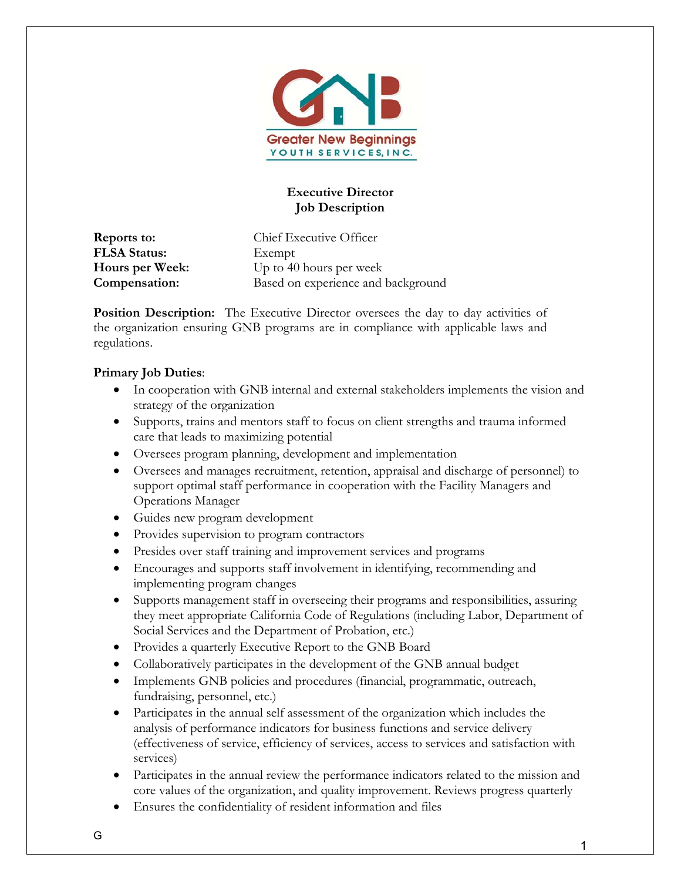Greater New Beginnings
YOUTH SERVICES, INC.

# Executive Director
## Job Description

**Reports to:** Chief Executive Officer
**FLSA Status:** Exempt
**Hours per Week:** Up to 40 hours per week
**Compensation:** Based on experience and background

**Position Description:** The Executive Director oversees the day to day activities of the organization ensuring GNB programs are in compliance with applicable laws and regulations.

**Primary Job Duties**:

- In cooperation with GNB internal and external stakeholders implements the vision and strategy of the organization
- Supports, trains and mentors staff to focus on client strengths and trauma informed care that leads to maximizing potential
- Oversees program planning, development and implementation
- Oversees and manages recruitment, retention, appraisal and discharge of personnel) to support optimal staff performance in cooperation with the Facility Managers and Operations Manager
- Guides new program development
- Provides supervision to program contractors
- Presides over staff training and improvement services and programs
- Encourages and supports staff involvement in identifying, recommending and implementing program changes
- Supports management staff in overseeing their programs and responsibilities, assuring they meet appropriate California Code of Regulations (including Labor, Department of Social Services and the Department of Probation, etc.)
- Provides a quarterly Executive Report to the GNB Board
- Collaboratively participates in the development of the GNB annual budget
- Implements GNB policies and procedures (financial, programmatic, outreach, fundraising, personnel, etc.)
- Participates in the annual self assessment of the organization which includes the analysis of performance indicators for business functions and service delivery (effectiveness of service, efficiency of services, access to services and satisfaction with services)
- Participates in the annual review the performance indicators related to the mission and core values of the organization, and quality improvement. Reviews progress quarterly
- Ensures the confidentiality of resident information and files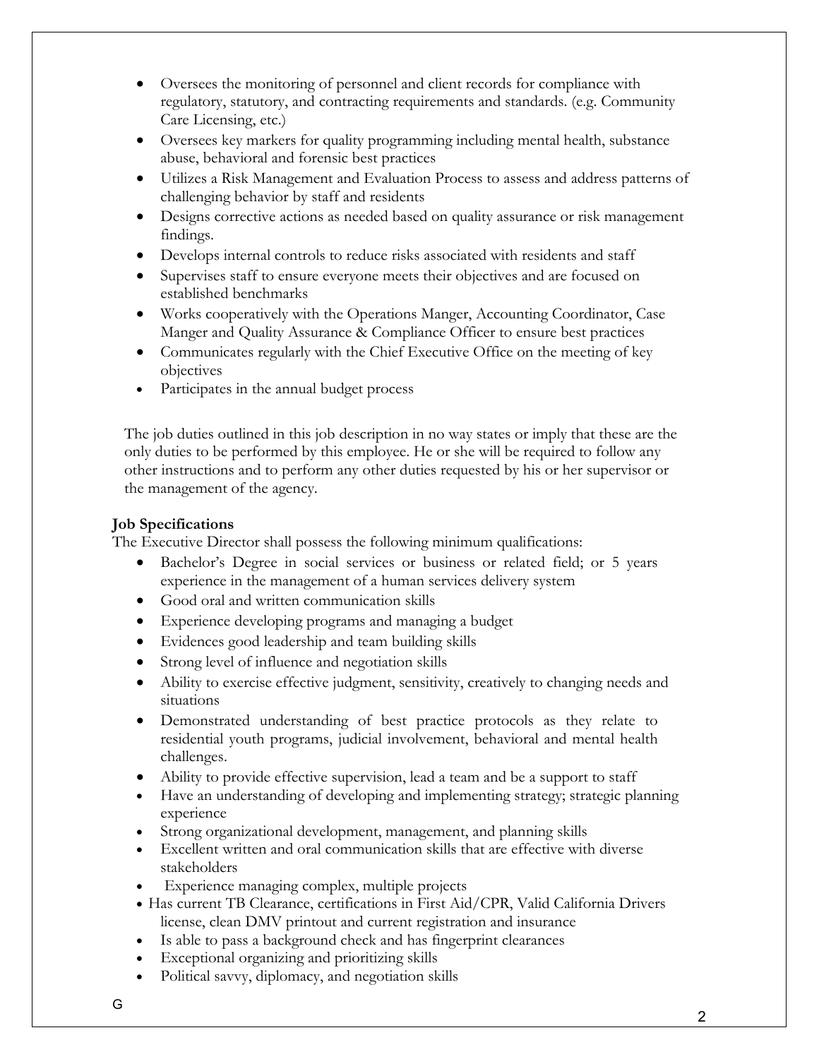- Oversees the monitoring of personnel and client records for compliance with regulatory, statutory, and contracting requirements and standards. (e.g. Community Care Licensing, etc.)
- Oversees key markers for quality programming including mental health, substance abuse, behavioral and forensic best practices
- Utilizes a Risk Management and Evaluation Process to assess and address patterns of challenging behavior by staff and residents
- Designs corrective actions as needed based on quality assurance or risk management findings.
- Develops internal controls to reduce risks associated with residents and staff
- Supervises staff to ensure everyone meets their objectives and are focused on established benchmarks
- Works cooperatively with the Operations Manger, Accounting Coordinator, Case Manger and Quality Assurance & Compliance Officer to ensure best practices
- Communicates regularly with the Chief Executive Office on the meeting of key objectives
- Participates in the annual budget process

The job duties outlined in this job description in no way states or imply that these are the only duties to be performed by this employee. He or she will be required to follow any other instructions and to perform any other duties requested by his or her supervisor or the management of the agency.

**Job Specifications**

The Executive Director shall possess the following minimum qualifications:

- Bachelor's Degree in social services or business or related field; or 5 years experience in the management of a human services delivery system
- Good oral and written communication skills
- Experience developing programs and managing a budget
- Evidences good leadership and team building skills
- Strong level of influence and negotiation skills
- Ability to exercise effective judgment, sensitivity, creatively to changing needs and situations
- Demonstrated understanding of best practice protocols as they relate to residential youth programs, judicial involvement, behavioral and mental health challenges.
- Ability to provide effective supervision, lead a team and be a support to staff
- Have an understanding of developing and implementing strategy; strategic planning experience
- Strong organizational development, management, and planning skills
- Excellent written and oral communication skills that are effective with diverse stakeholders
- Experience managing complex, multiple projects
- Has current TB Clearance, certifications in First Aid/CPR, Valid California Drivers license, clean DMV printout and current registration and insurance
- Is able to pass a background check and has fingerprint clearances
- Exceptional organizing and prioritizing skills
- Political savvy, diplomacy, and negotiation skills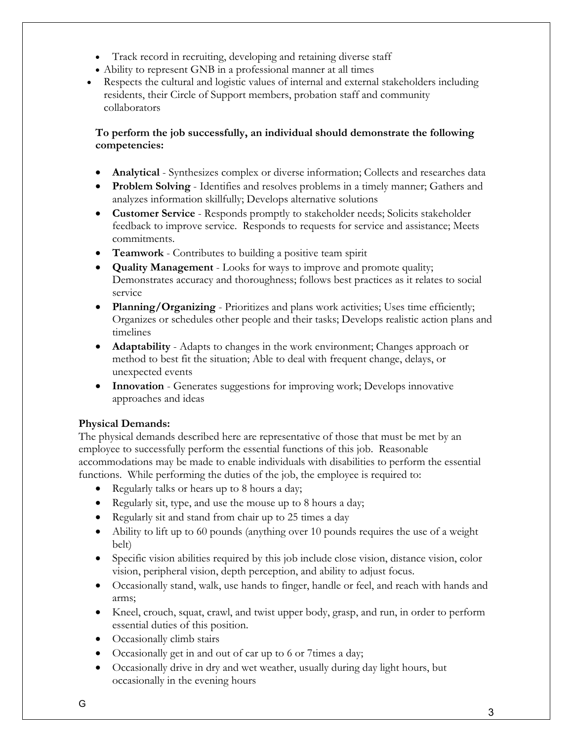- Track record in recruiting, developing and retaining diverse staff
- Ability to represent GNB in a professional manner at all times
- Respects the cultural and logistic values of internal and external stakeholders including residents, their Circle of Support members, probation staff and community collaborators

**To perform the job successfully, an individual should demonstrate the following competencies:**

- **Analytical** - Synthesizes complex or diverse information; Collects and researches data
- **Problem Solving** - Identifies and resolves problems in a timely manner; Gathers and analyzes information skillfully; Develops alternative solutions
- **Customer Service** - Responds promptly to stakeholder needs; Solicits stakeholder feedback to improve service. Responds to requests for service and assistance; Meets commitments.
- **Teamwork** - Contributes to building a positive team spirit
- **Quality Management** - Looks for ways to improve and promote quality; Demonstrates accuracy and thoroughness; follows best practices as it relates to social service
- **Planning/Organizing** - Prioritizes and plans work activities; Uses time efficiently; Organizes or schedules other people and their tasks; Develops realistic action plans and timelines
- **Adaptability** - Adapts to changes in the work environment; Changes approach or method to best fit the situation; Able to deal with frequent change, delays, or unexpected events
- **Innovation** - Generates suggestions for improving work; Develops innovative approaches and ideas

**Physical Demands:**

The physical demands described here are representative of those that must be met by an employee to successfully perform the essential functions of this job. Reasonable accommodations may be made to enable individuals with disabilities to perform the essential functions. While performing the duties of the job, the employee is required to:

- Regularly talks or hears up to 8 hours a day;
- Regularly sit, type, and use the mouse up to 8 hours a day;
- Regularly sit and stand from chair up to 25 times a day
- Ability to lift up to 60 pounds (anything over 10 pounds requires the use of a weight belt)
- Specific vision abilities required by this job include close vision, distance vision, color vision, peripheral vision, depth perception, and ability to adjust focus.
- Occasionally stand, walk, use hands to finger, handle or feel, and reach with hands and arms;
- Kneel, crouch, squat, crawl, and twist upper body, grasp, and run, in order to perform essential duties of this position.
- Occasionally climb stairs
- Occasionally get in and out of car up to 6 or 7times a day;
- Occasionally drive in dry and wet weather, usually during day light hours, but occasionally in the evening hours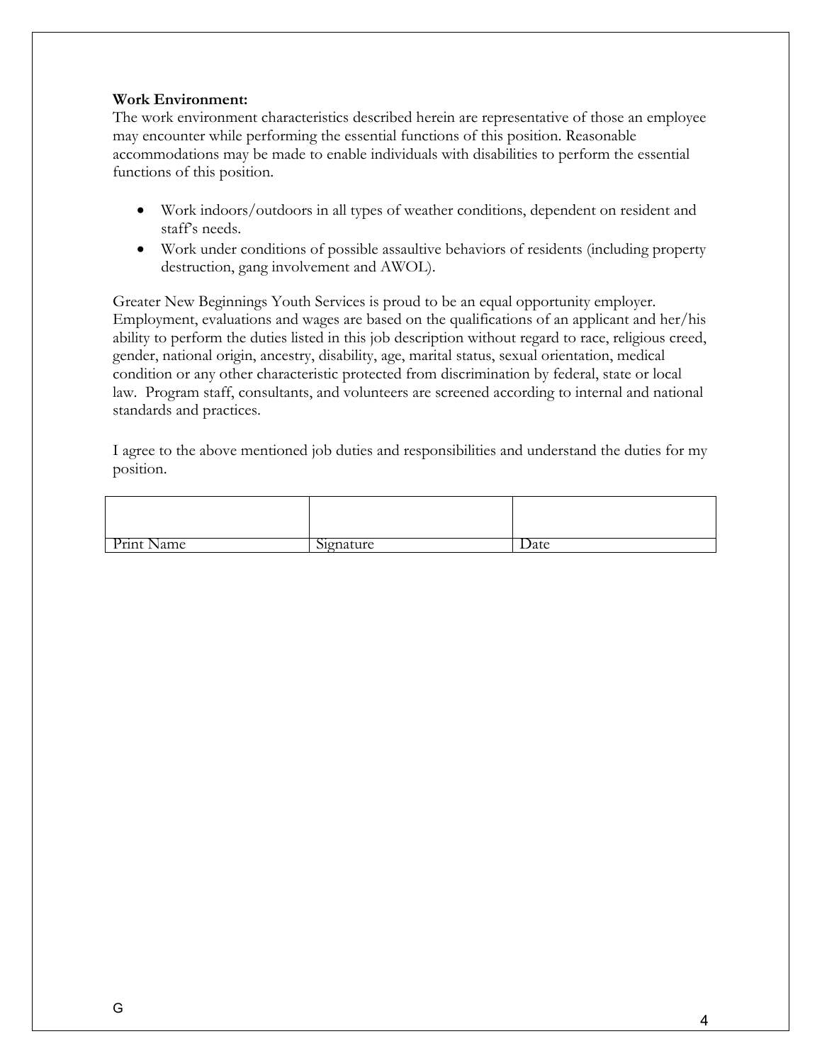**Work Environment:**
The work environment characteristics described herein are representative of those an employee may encounter while performing the essential functions of this position. Reasonable accommodations may be made to enable individuals with disabilities to perform the essential functions of this position.

- Work indoors/outdoors in all types of weather conditions, dependent on resident and staff's needs.
- Work under conditions of possible assaultive behaviors of residents (including property destruction, gang involvement and AWOL).

Greater New Beginnings Youth Services is proud to be an equal opportunity employer. Employment, evaluations and wages are based on the qualifications of an applicant and her/his ability to perform the duties listed in this job description without regard to race, religious creed, gender, national origin, ancestry, disability, age, marital status, sexual orientation, medical condition or any other characteristic protected from discrimination by federal, state or local law. Program staff, consultants, and volunteers are screened according to internal and national standards and practices.

I agree to the above mentioned job duties and responsibilities and understand the duties for my position.

| | | |
|---|---|---|
| | | |
| Print Name | Signature | Date |

G